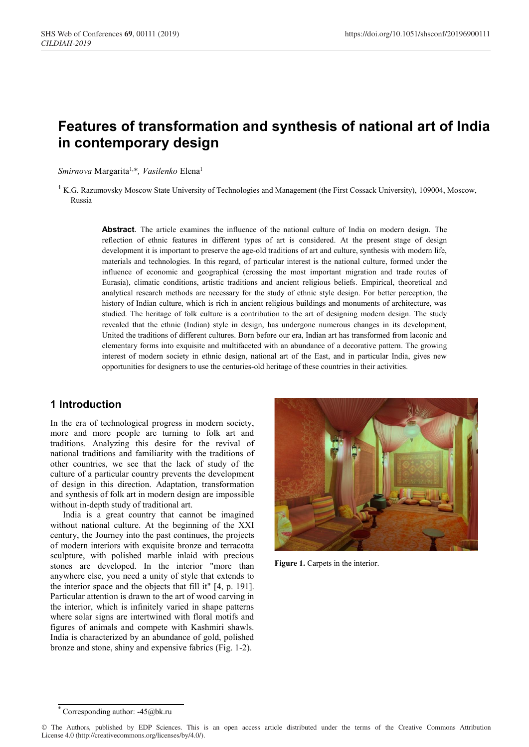# Features of transformation and synthesis of national art of India in contemporary design

*Smirnova* Margarita[1,*], *Vasilenko* Elena[1]

[1] K.G. Razumovsky Moscow State University of Technologies and Management (the First Cossack University), 109004, Moscow, Russia

**Abstract**. The article examines the influence of the national culture of India on modern design. The reflection of ethnic features in different types of art is considered. At the present stage of design development it is important to preserve the age-old traditions of art and culture, synthesis with modern life, materials and technologies. In this regard, of particular interest is the national culture, formed under the influence of economic and geographical (crossing the most important migration and trade routes of Eurasia), climatic conditions, artistic traditions and ancient religious beliefs. Empirical, theoretical and analytical research methods are necessary for the study of ethnic style design. For better perception, the history of Indian culture, which is rich in ancient religious buildings and monuments of architecture, was studied. The heritage of folk culture is a contribution to the art of designing modern design. The study revealed that the ethnic (Indian) style in design, has undergone numerous changes in its development, United the traditions of different cultures. Born before our era, Indian art has transformed from laconic and elementary forms into exquisite and multifaceted with an abundance of a decorative pattern. The growing interest of modern society in ethnic design, national art of the East, and in particular India, gives new opportunities for designers to use the centuries-old heritage of these countries in their activities.

## 1 Introduction

In the era of technological progress in modern society, more and more people are turning to folk art and traditions. Analyzing this desire for the revival of national traditions and familiarity with the traditions of other countries, we see that the lack of study of the culture of a particular country prevents the development of design in this direction. Adaptation, transformation and synthesis of folk art in modern design are impossible without in-depth study of traditional art.

India is a great country that cannot be imagined without national culture. At the beginning of the XXI century, the Journey into the past continues, the projects of modern interiors with exquisite bronze and terracotta sculpture, with polished marble inlaid with precious stones are developed. In the interior "more than anywhere else, you need a unity of style that extends to the interior space and the objects that fill it" [4, p. 191]. Particular attention is drawn to the art of wood carving in the interior, which is infinitely varied in shape patterns where solar signs are intertwined with floral motifs and figures of animals and compete with Kashmiri shawls. India is characterized by an abundance of gold, polished bronze and stone, shiny and expensive fabrics (Fig. 1-2).

**Figure 1.** Carpets in the interior.

[*] Corresponding author: -45@bk.ru

© The Authors, published by EDP Sciences. This is an open access article distributed under the terms of the Creative Commons Attribution License 4.0 (http://creativecommons.org/licenses/by/4.0/).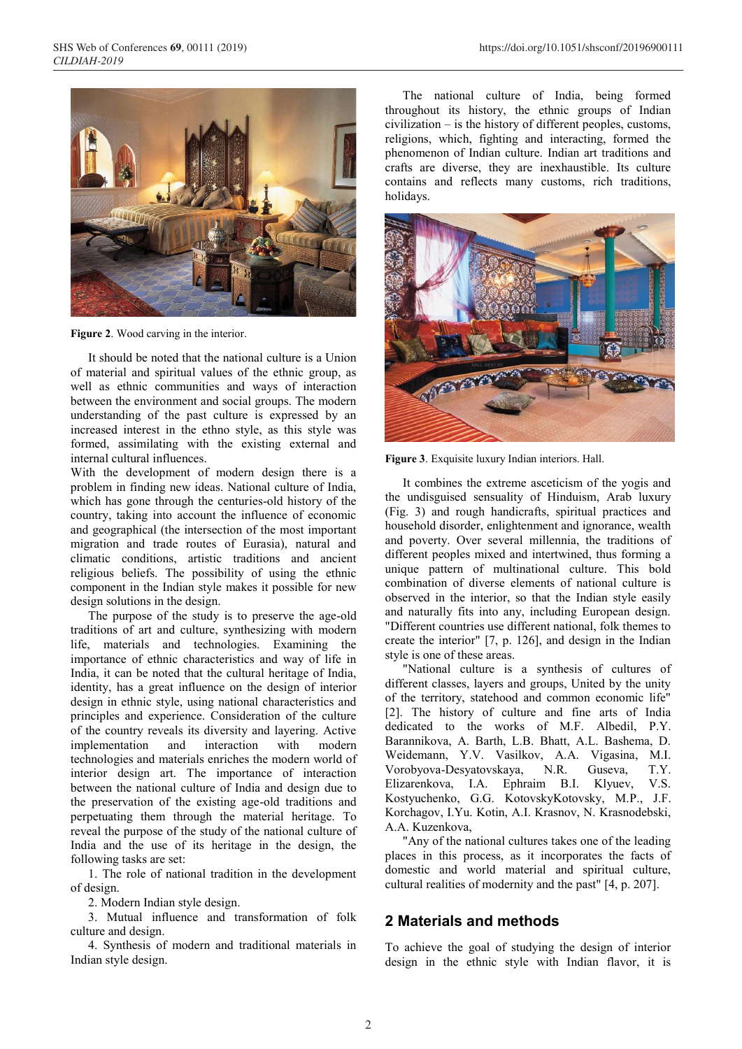Figure 2. Wood carving in the interior.

It should be noted that the national culture is a Union of material and spiritual values of the ethnic group, as well as ethnic communities and ways of interaction between the environment and social groups. The modern understanding of the past culture is expressed by an increased interest in the ethno style, as this style was formed, assimilating with the existing external and internal cultural influences.

With the development of modern design there is a problem in finding new ideas. National culture of India, which has gone through the centuries-old history of the country, taking into account the influence of economic and geographical (the intersection of the most important migration and trade routes of Eurasia), natural and climatic conditions, artistic traditions and ancient religious beliefs. The possibility of using the ethnic component in the Indian style makes it possible for new design solutions in the design.

The purpose of the study is to preserve the age-old traditions of art and culture, synthesizing with modern life, materials and technologies. Examining the importance of ethnic characteristics and way of life in India, it can be noted that the cultural heritage of India, identity, has a great influence on the design of interior design in ethnic style, using national characteristics and principles and experience. Consideration of the culture of the country reveals its diversity and layering. Active implementation and interaction with modern technologies and materials enriches the modern world of interior design art. The importance of interaction between the national culture of India and design due to the preservation of the existing age-old traditions and perpetuating them through the material heritage. To reveal the purpose of the study of the national culture of India and the use of its heritage in the design, the following tasks are set:

1. The role of national tradition in the development of design.
2. Modern Indian style design.
3. Mutual influence and transformation of folk culture and design.
4. Synthesis of modern and traditional materials in Indian style design.

The national culture of India, being formed throughout its history, the ethnic groups of Indian civilization – is the history of different peoples, customs, religions, which, fighting and interacting, formed the phenomenon of Indian culture. Indian art traditions and crafts are diverse, they are inexhaustible. Its culture contains and reflects many customs, rich traditions, holidays.

Figure 3. Exquisite luxury Indian interiors. Hall.

It combines the extreme asceticism of the yogis and the undisguised sensuality of Hinduism, Arab luxury (Fig. 3) and rough handicrafts, spiritual practices and household disorder, enlightenment and ignorance, wealth and poverty. Over several millennia, the traditions of different peoples mixed and intertwined, thus forming a unique pattern of multinational culture. This bold combination of diverse elements of national culture is observed in the interior, so that the Indian style easily and naturally fits into any, including European design. "Different countries use different national, folk themes to create the interior" [7, p. 126], and design in the Indian style is one of these areas.

"National culture is a synthesis of cultures of different classes, layers and groups, United by the unity of the territory, statehood and common economic life" [2]. The history of culture and fine arts of India dedicated to the works of M.F. Albedil, P.Y. Barannikova, A. Barth, L.B. Bhatt, A.L. Bashema, D. Weidemann, Y.V. Vasilkov, A.A. Vigasina, M.I. Vorobyova-Desyatovskaya, N.R. Guseva, T.Y. Elizarenkova, I.A. Ephraim B.I. Klyuev, V.S. Kostyuchenko, G.G. KotovskyKotovsky, M.P., J.F. Korchagov, I.Yu. Kotin, A.I. Krasnov, N. Krasnodebski, A.A. Kuzenkova,

"Any of the national cultures takes one of the leading places in this process, as it incorporates the facts of domestic and world material and spiritual culture, cultural realities of modernity and the past" [4, p. 207].

## 2 Materials and methods

To achieve the goal of studying the design of interior design in the ethnic style with Indian flavor, it is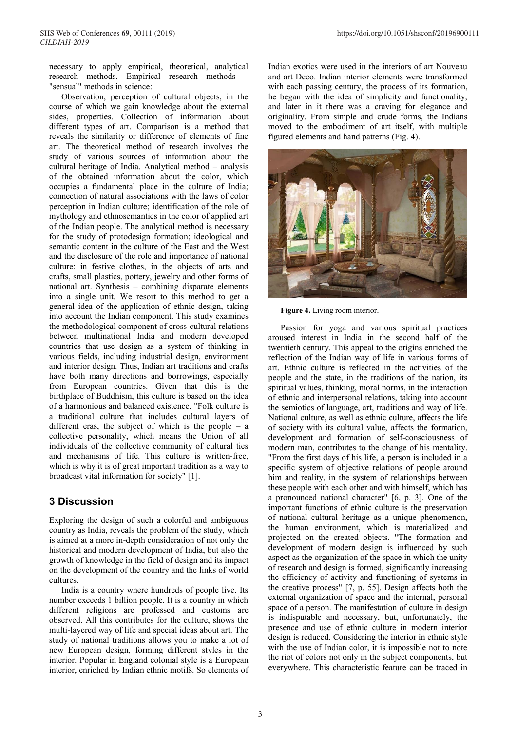necessary to apply empirical, theoretical, analytical research methods. Empirical research methods – "sensual" methods in science:

Observation, perception of cultural objects, in the course of which we gain knowledge about the external sides, properties. Collection of information about different types of art. Comparison is a method that reveals the similarity or difference of elements of fine art. The theoretical method of research involves the study of various sources of information about the cultural heritage of India. Analytical method – analysis of the obtained information about the color, which occupies a fundamental place in the culture of India; connection of natural associations with the laws of color perception in Indian culture; identification of the role of mythology and ethnosemantics in the color of applied art of the Indian people. The analytical method is necessary for the study of protodesign formation; ideological and semantic content in the culture of the East and the West and the disclosure of the role and importance of national culture: in festive clothes, in the objects of arts and crafts, small plastics, pottery, jewelry and other forms of national art. Synthesis – combining disparate elements into a single unit. We resort to this method to get a general idea of the application of ethnic design, taking into account the Indian component. This study examines the methodological component of cross-cultural relations between multinational India and modern developed countries that use design as a system of thinking in various fields, including industrial design, environment and interior design. Thus, Indian art traditions and crafts have both many directions and borrowings, especially from European countries. Given that this is the birthplace of Buddhism, this culture is based on the idea of a harmonious and balanced existence. "Folk culture is a traditional culture that includes cultural layers of different eras, the subject of which is the people – a collective personality, which means the Union of all individuals of the collective community of cultural ties and mechanisms of life. This culture is written-free, which is why it is of great important tradition as a way to broadcast vital information for society" [1].

## 3 Discussion

Exploring the design of such a colorful and ambiguous country as India, reveals the problem of the study, which is aimed at a more in-depth consideration of not only the historical and modern development of India, but also the growth of knowledge in the field of design and its impact on the development of the country and the links of world cultures.

India is a country where hundreds of people live. Its number exceeds 1 billion people. It is a country in which different religions are professed and customs are observed. All this contributes for the culture, shows the multi-layered way of life and special ideas about art. The study of national traditions allows you to make a lot of new European design, forming different styles in the interior. Popular in England colonial style is a European interior, enriched by Indian ethnic motifs. So elements of Indian exotics were used in the interiors of art Nouveau and art Deco. Indian interior elements were transformed with each passing century, the process of its formation, he began with the idea of simplicity and functionality, and later in it there was a craving for elegance and originality. From simple and crude forms, the Indians moved to the embodiment of art itself, with multiple figured elements and hand patterns (Fig. 4).

**Figure 4.** Living room interior.

Passion for yoga and various spiritual practices aroused interest in India in the second half of the twentieth century. This appeal to the origins enriched the reflection of the Indian way of life in various forms of art. Ethnic culture is reflected in the activities of the people and the state, in the traditions of the nation, its spiritual values, thinking, moral norms, in the interaction of ethnic and interpersonal relations, taking into account the semiotics of language, art, traditions and way of life. National culture, as well as ethnic culture, affects the life of society with its cultural value, affects the formation, development and formation of self-consciousness of modern man, contributes to the change of his mentality. "From the first days of his life, a person is included in a specific system of objective relations of people around him and reality, in the system of relationships between these people with each other and with himself, which has a pronounced national character" [6, p. 3]. One of the important functions of ethnic culture is the preservation of national cultural heritage as a unique phenomenon, the human environment, which is materialized and projected on the created objects. "The formation and development of modern design is influenced by such aspect as the organization of the space in which the unity of research and design is formed, significantly increasing the efficiency of activity and functioning of systems in the creative process" [7, p. 55]. Design affects both the external organization of space and the internal, personal space of a person. The manifestation of culture in design is indisputable and necessary, but, unfortunately, the presence and use of ethnic culture in modern interior design is reduced. Considering the interior in ethnic style with the use of Indian color, it is impossible not to note the riot of colors not only in the subject components, but everywhere. This characteristic feature can be traced in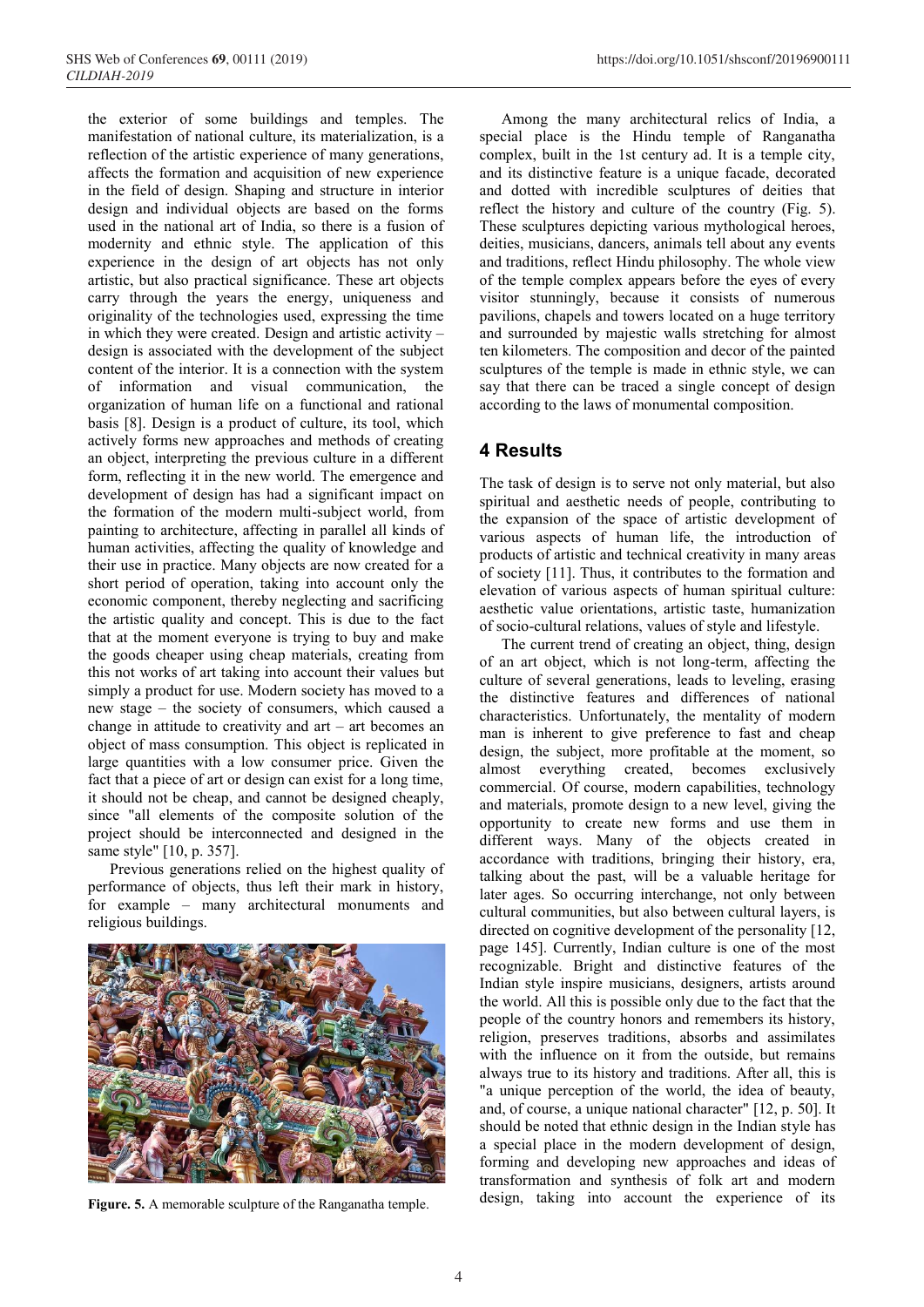the exterior of some buildings and temples. The manifestation of national culture, its materialization, is a reflection of the artistic experience of many generations, affects the formation and acquisition of new experience in the field of design. Shaping and structure in interior design and individual objects are based on the forms used in the national art of India, so there is a fusion of modernity and ethnic style. The application of this experience in the design of art objects has not only artistic, but also practical significance. These art objects carry through the years the energy, uniqueness and originality of the technologies used, expressing the time in which they were created. Design and artistic activity – design is associated with the development of the subject content of the interior. It is a connection with the system of information and visual communication, the organization of human life on a functional and rational basis [8]. Design is a product of culture, its tool, which actively forms new approaches and methods of creating an object, interpreting the previous culture in a different form, reflecting it in the new world. The emergence and development of design has had a significant impact on the formation of the modern multi-subject world, from painting to architecture, affecting in parallel all kinds of human activities, affecting the quality of knowledge and their use in practice. Many objects are now created for a short period of operation, taking into account only the economic component, thereby neglecting and sacrificing the artistic quality and concept. This is due to the fact that at the moment everyone is trying to buy and make the goods cheaper using cheap materials, creating from this not works of art taking into account their values but simply a product for use. Modern society has moved to a new stage – the society of consumers, which caused a change in attitude to creativity and art – art becomes an object of mass consumption. This object is replicated in large quantities with a low consumer price. Given the fact that a piece of art or design can exist for a long time, it should not be cheap, and cannot be designed cheaply, since "all elements of the composite solution of the project should be interconnected and designed in the same style" [10, p. 357].

Previous generations relied on the highest quality of performance of objects, thus left their mark in history, for example – many architectural monuments and religious buildings.

**Figure. 5.** A memorable sculpture of the Ranganatha temple.

Among the many architectural relics of India, a special place is the Hindu temple of Ranganatha complex, built in the 1st century ad. It is a temple city, and its distinctive feature is a unique facade, decorated and dotted with incredible sculptures of deities that reflect the history and culture of the country (Fig. 5). These sculptures depicting various mythological heroes, deities, musicians, dancers, animals tell about any events and traditions, reflect Hindu philosophy. The whole view of the temple complex appears before the eyes of every visitor stunningly, because it consists of numerous pavilions, chapels and towers located on a huge territory and surrounded by majestic walls stretching for almost ten kilometers. The composition and decor of the painted sculptures of the temple is made in ethnic style, we can say that there can be traced a single concept of design according to the laws of monumental composition.

## 4 Results

The task of design is to serve not only material, but also spiritual and aesthetic needs of people, contributing to the expansion of the space of artistic development of various aspects of human life, the introduction of products of artistic and technical creativity in many areas of society [11]. Thus, it contributes to the formation and elevation of various aspects of human spiritual culture: aesthetic value orientations, artistic taste, humanization of socio-cultural relations, values of style and lifestyle.

The current trend of creating an object, thing, design of an art object, which is not long-term, affecting the culture of several generations, leads to leveling, erasing the distinctive features and differences of national characteristics. Unfortunately, the mentality of modern man is inherent to give preference to fast and cheap design, the subject, more profitable at the moment, so almost everything created, becomes exclusively commercial. Of course, modern capabilities, technology and materials, promote design to a new level, giving the opportunity to create new forms and use them in different ways. Many of the objects created in accordance with traditions, bringing their history, era, talking about the past, will be a valuable heritage for later ages. So occurring interchange, not only between cultural communities, but also between cultural layers, is directed on cognitive development of the personality [12, page 145]. Currently, Indian culture is one of the most recognizable. Bright and distinctive features of the Indian style inspire musicians, designers, artists around the world. All this is possible only due to the fact that the people of the country honors and remembers its history, religion, preserves traditions, absorbs and assimilates with the influence on it from the outside, but remains always true to its history and traditions. After all, this is "a unique perception of the world, the idea of beauty, and, of course, a unique national character" [12, p. 50]. It should be noted that ethnic design in the Indian style has a special place in the modern development of design, forming and developing new approaches and ideas of transformation and synthesis of folk art and modern design, taking into account the experience of its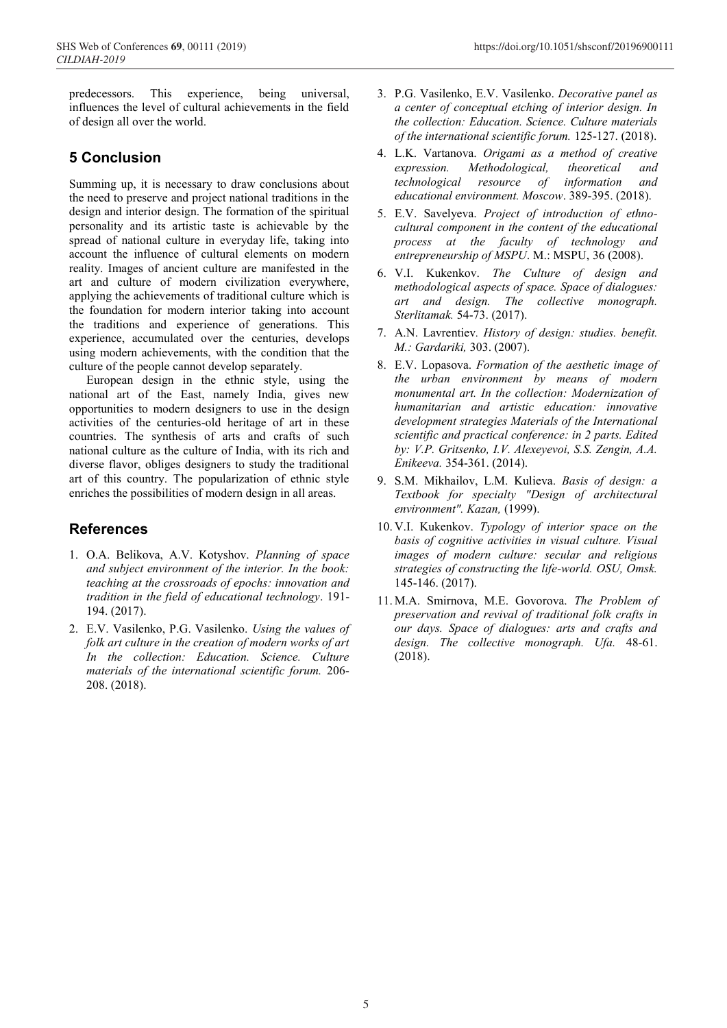predecessors. This experience, being universal, influences the level of cultural achievements in the field of design all over the world.

## 5 Conclusion

Summing up, it is necessary to draw conclusions about the need to preserve and project national traditions in the design and interior design. The formation of the spiritual personality and its artistic taste is achievable by the spread of national culture in everyday life, taking into account the influence of cultural elements on modern reality. Images of ancient culture are manifested in the art and culture of modern civilization everywhere, applying the achievements of traditional culture which is the foundation for modern interior taking into account the traditions and experience of generations. This experience, accumulated over the centuries, develops using modern achievements, with the condition that the culture of the people cannot develop separately.

European design in the ethnic style, using the national art of the East, namely India, gives new opportunities to modern designers to use in the design activities of the centuries-old heritage of art in these countries. The synthesis of arts and crafts of such national culture as the culture of India, with its rich and diverse flavor, obliges designers to study the traditional art of this country. The popularization of ethnic style enriches the possibilities of modern design in all areas.

## References

1. O.A. Belikova, A.V. Kotyshov. *Planning of space and subject environment of the interior. In the book: teaching at the crossroads of epochs: innovation and tradition in the field of educational technology*. 191-194. (2017).
2. E.V. Vasilenko, P.G. Vasilenko. *Using the values of folk art culture in the creation of modern works of art In the collection: Education. Science. Culture materials of the international scientific forum.* 206-208. (2018).
3. P.G. Vasilenko, E.V. Vasilenko. *Decorative panel as a center of conceptual etching of interior design. In the collection: Education. Science. Culture materials of the international scientific forum.* 125-127. (2018).
4. L.K. Vartanova. *Origami as a method of creative expression. Methodological, theoretical and technological resource of information and educational environment. Moscow*. 389-395. (2018).
5. E.V. Savelyeva. *Project of introduction of ethno-cultural component in the content of the educational process at the faculty of technology and entrepreneurship of MSPU*. M.: MSPU, 36 (2008).
6. V.I. Kukenkov. *The Culture of design and methodological aspects of space. Space of dialogues: art and design. The collective monograph. Sterlitamak.* 54-73. (2017).
7. A.N. Lavrentiev. *History of design: studies. benefit. M.: Gardariki,* 303. (2007).
8. E.V. Lopasova. *Formation of the aesthetic image of the urban environment by means of modern monumental art. In the collection: Modernization of humanitarian and artistic education: innovative development strategies Materials of the International scientific and practical conference: in 2 parts. Edited by: V.P. Gritsenko, I.V. Alexeyevoi, S.S. Zengin, A.A. Enikeeva.* 354-361. (2014).
9. S.M. Mikhailov, L.M. Kulieva. *Basis of design: a Textbook for specialty "Design of architectural environment". Kazan,* (1999).
10. V.I. Kukenkov. *Typology of interior space on the basis of cognitive activities in visual culture. Visual images of modern culture: secular and religious strategies of constructing the life-world. OSU, Omsk.* 145-146. (2017).
11. M.A. Smirnova, M.E. Govorova. *The Problem of preservation and revival of traditional folk crafts in our days. Space of dialogues: arts and crafts and design. The collective monograph. Ufa.* 48-61. (2018).